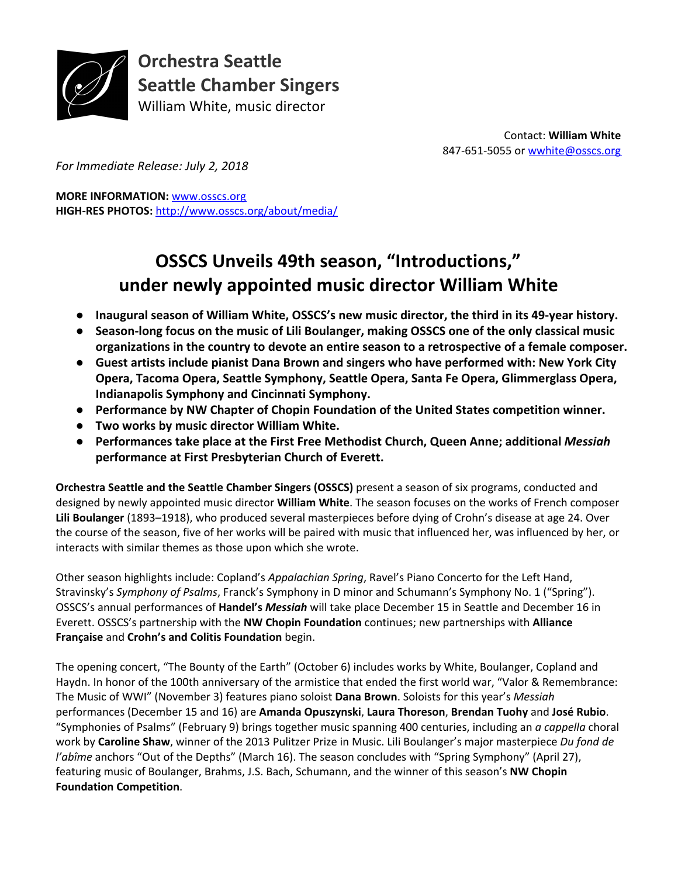**Orchestra Seattle**
**Seattle Chamber Singers**
William White, music director

Contact: **William White**
847-651-5055 or wwhite@osscs.org

*For Immediate Release: July 2, 2018*

**MORE INFORMATION:** www.osscs.org
**HIGH-RES PHOTOS:** http://www.osscs.org/about/media/

# OSSCS Unveils 49th season, "Introductions," under newly appointed music director William White

- **Inaugural season of William White, OSSCS's new music director, the third in its 49-year history.**
- **Season-long focus on the music of Lili Boulanger, making OSSCS one of the only classical music organizations in the country to devote an entire season to a retrospective of a female composer.**
- **Guest artists include pianist Dana Brown and singers who have performed with: New York City Opera, Tacoma Opera, Seattle Symphony, Seattle Opera, Santa Fe Opera, Glimmerglass Opera, Indianapolis Symphony and Cincinnati Symphony.**
- **Performance by NW Chapter of Chopin Foundation of the United States competition winner.**
- **Two works by music director William White.**
- **Performances take place at the First Free Methodist Church, Queen Anne; additional *Messiah* performance at First Presbyterian Church of Everett.**

**Orchestra Seattle and the Seattle Chamber Singers (OSSCS)** present a season of six programs, conducted and designed by newly appointed music director **William White**. The season focuses on the works of French composer **Lili Boulanger** (1893–1918), who produced several masterpieces before dying of Crohn's disease at age 24. Over the course of the season, five of her works will be paired with music that influenced her, was influenced by her, or interacts with similar themes as those upon which she wrote.

Other season highlights include: Copland's *Appalachian Spring*, Ravel's Piano Concerto for the Left Hand, Stravinsky's *Symphony of Psalms*, Franck's Symphony in D minor and Schumann's Symphony No. 1 ("Spring"). OSSCS's annual performances of **Handel's *Messiah*** will take place December 15 in Seattle and December 16 in Everett. OSSCS's partnership with the **NW Chopin Foundation** continues; new partnerships with **Alliance Française** and **Crohn's and Colitis Foundation** begin.

The opening concert, "The Bounty of the Earth" (October 6) includes works by White, Boulanger, Copland and Haydn. In honor of the 100th anniversary of the armistice that ended the first world war, "Valor & Remembrance: The Music of WWI" (November 3) features piano soloist **Dana Brown**. Soloists for this year's *Messiah* performances (December 15 and 16) are **Amanda Opuszynski**, **Laura Thoreson**, **Brendan Tuohy** and **José Rubio**. "Symphonies of Psalms" (February 9) brings together music spanning 400 centuries, including an *a cappella* choral work by **Caroline Shaw**, winner of the 2013 Pulitzer Prize in Music. Lili Boulanger's major masterpiece *Du fond de l'abîme* anchors "Out of the Depths" (March 16). The season concludes with "Spring Symphony" (April 27), featuring music of Boulanger, Brahms, J.S. Bach, Schumann, and the winner of this season's **NW Chopin Foundation Competition**.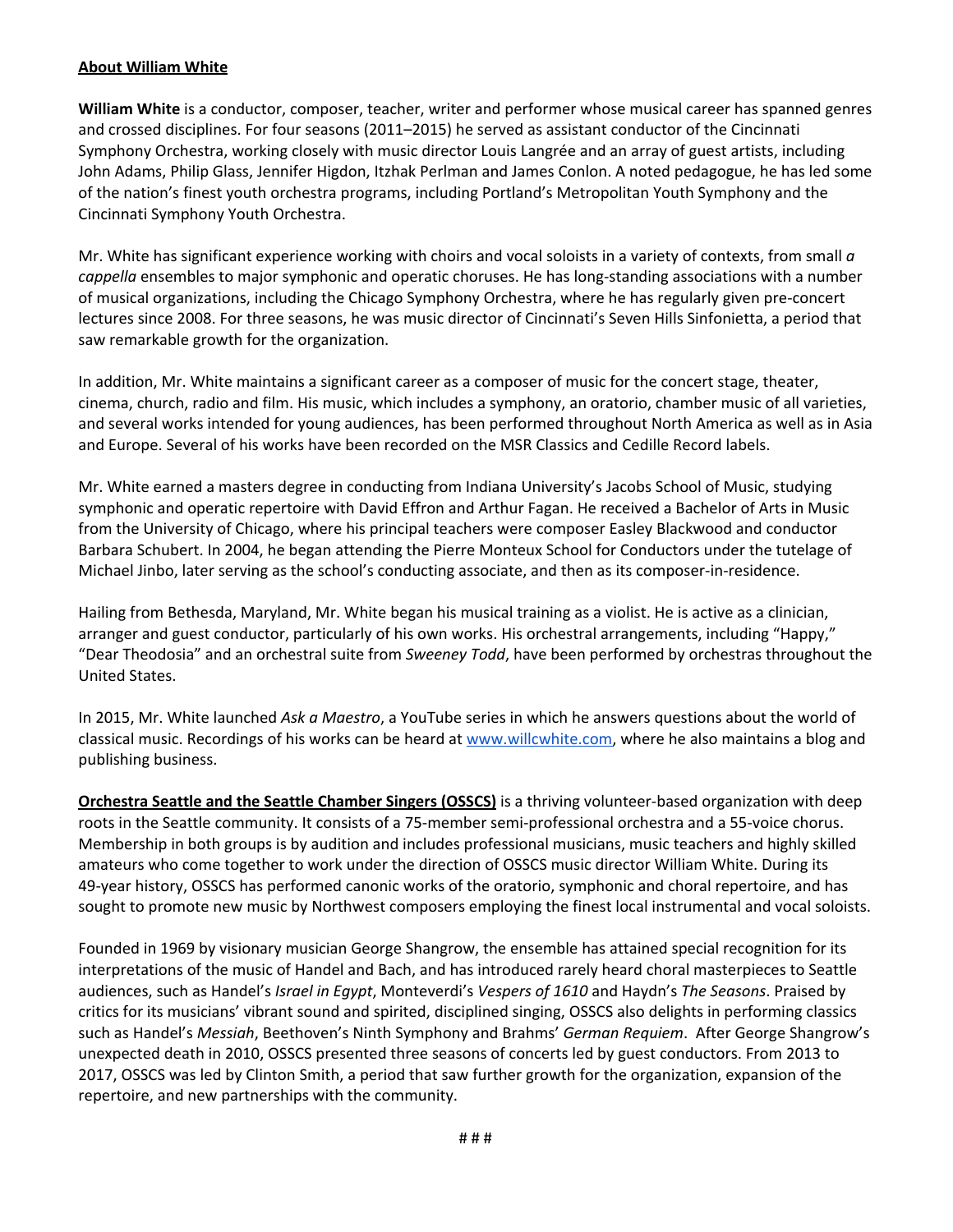**About William White**

**William White** is a conductor, composer, teacher, writer and performer whose musical career has spanned genres and crossed disciplines. For four seasons (2011–2015) he served as assistant conductor of the Cincinnati Symphony Orchestra, working closely with music director Louis Langrée and an array of guest artists, including John Adams, Philip Glass, Jennifer Higdon, Itzhak Perlman and James Conlon. A noted pedagogue, he has led some of the nation's finest youth orchestra programs, including Portland's Metropolitan Youth Symphony and the Cincinnati Symphony Youth Orchestra.

Mr. White has significant experience working with choirs and vocal soloists in a variety of contexts, from small *a cappella* ensembles to major symphonic and operatic choruses. He has long-standing associations with a number of musical organizations, including the Chicago Symphony Orchestra, where he has regularly given pre-concert lectures since 2008. For three seasons, he was music director of Cincinnati's Seven Hills Sinfonietta, a period that saw remarkable growth for the organization.

In addition, Mr. White maintains a significant career as a composer of music for the concert stage, theater, cinema, church, radio and film. His music, which includes a symphony, an oratorio, chamber music of all varieties, and several works intended for young audiences, has been performed throughout North America as well as in Asia and Europe. Several of his works have been recorded on the MSR Classics and Cedille Record labels.

Mr. White earned a masters degree in conducting from Indiana University's Jacobs School of Music, studying symphonic and operatic repertoire with David Effron and Arthur Fagan. He received a Bachelor of Arts in Music from the University of Chicago, where his principal teachers were composer Easley Blackwood and conductor Barbara Schubert. In 2004, he began attending the Pierre Monteux School for Conductors under the tutelage of Michael Jinbo, later serving as the school's conducting associate, and then as its composer-in-residence.

Hailing from Bethesda, Maryland, Mr. White began his musical training as a violist. He is active as a clinician, arranger and guest conductor, particularly of his own works. His orchestral arrangements, including "Happy," "Dear Theodosia" and an orchestral suite from *Sweeney Todd*, have been performed by orchestras throughout the United States.

In 2015, Mr. White launched *Ask a Maestro*, a YouTube series in which he answers questions about the world of classical music. Recordings of his works can be heard at [www.willcwhite.com](http://www.willcwhite.com), where he also maintains a blog and publishing business.

**Orchestra Seattle and the Seattle Chamber Singers (OSSCS)** is a thriving volunteer-based organization with deep roots in the Seattle community. It consists of a 75-member semi-professional orchestra and a 55-voice chorus. Membership in both groups is by audition and includes professional musicians, music teachers and highly skilled amateurs who come together to work under the direction of OSSCS music director William White. During its 49-year history, OSSCS has performed canonic works of the oratorio, symphonic and choral repertoire, and has sought to promote new music by Northwest composers employing the finest local instrumental and vocal soloists.

Founded in 1969 by visionary musician George Shangrow, the ensemble has attained special recognition for its interpretations of the music of Handel and Bach, and has introduced rarely heard choral masterpieces to Seattle audiences, such as Handel's *Israel in Egypt*, Monteverdi's *Vespers of 1610* and Haydn's *The Seasons*. Praised by critics for its musicians' vibrant sound and spirited, disciplined singing, OSSCS also delights in performing classics such as Handel's *Messiah*, Beethoven's Ninth Symphony and Brahms' *German Requiem*. After George Shangrow's unexpected death in 2010, OSSCS presented three seasons of concerts led by guest conductors. From 2013 to 2017, OSSCS was led by Clinton Smith, a period that saw further growth for the organization, expansion of the repertoire, and new partnerships with the community.

# # #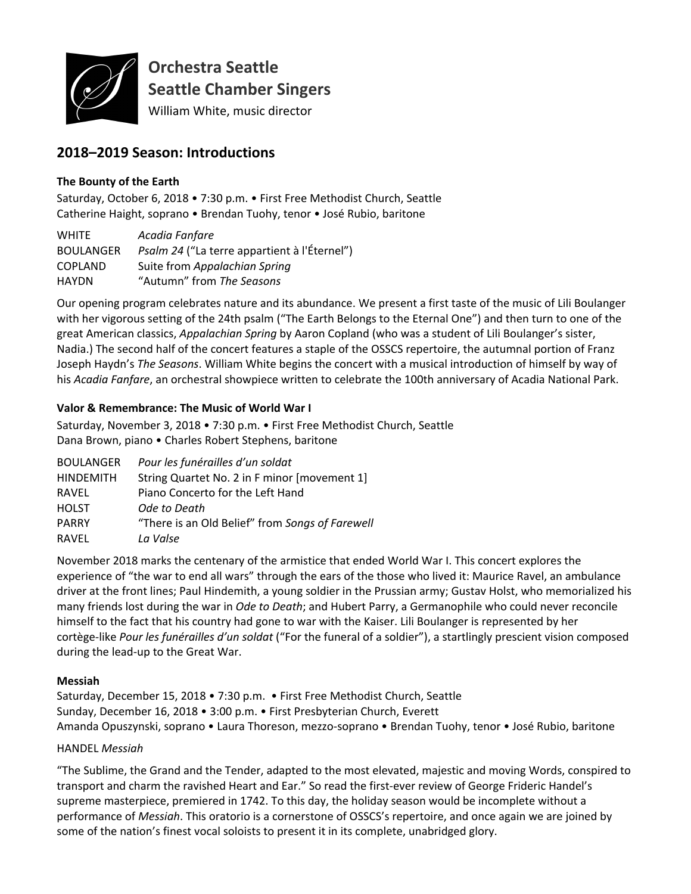**Orchestra Seattle**
**Seattle Chamber Singers**
William White, music director

## 2018–2019 Season: Introductions

### The Bounty of the Earth

Saturday, October 6, 2018 • 7:30 p.m. • First Free Methodist Church, Seattle
Catherine Haight, soprano • Brendan Tuohy, tenor • José Rubio, baritone

| | |
|---|---|
| WHITE | *Acadia Fanfare* |
| BOULANGER | *Psalm 24* ("La terre appartient à l'Éternel") |
| COPLAND | Suite from *Appalachian Spring* |
| HAYDN | "Autumn" from *The Seasons* |

Our opening program celebrates nature and its abundance. We present a first taste of the music of Lili Boulanger with her vigorous setting of the 24th psalm ("The Earth Belongs to the Eternal One") and then turn to one of the great American classics, *Appalachian Spring* by Aaron Copland (who was a student of Lili Boulanger's sister, Nadia.) The second half of the concert features a staple of the OSSCS repertoire, the autumnal portion of Franz Joseph Haydn's *The Seasons*. William White begins the concert with a musical introduction of himself by way of his *Acadia Fanfare*, an orchestral showpiece written to celebrate the 100th anniversary of Acadia National Park.

### Valor & Remembrance: The Music of World War I

Saturday, November 3, 2018 • 7:30 p.m. • First Free Methodist Church, Seattle
Dana Brown, piano • Charles Robert Stephens, baritone

| | |
|---|---|
| BOULANGER | *Pour les funérailles d'un soldat* |
| HINDEMITH | String Quartet No. 2 in F minor [movement 1] |
| RAVEL | Piano Concerto for the Left Hand |
| HOLST | *Ode to Death* |
| PARRY | "There is an Old Belief" from *Songs of Farewell* |
| RAVEL | *La Valse* |

November 2018 marks the centenary of the armistice that ended World War I. This concert explores the experience of "the war to end all wars" through the ears of the those who lived it: Maurice Ravel, an ambulance driver at the front lines; Paul Hindemith, a young soldier in the Prussian army; Gustav Holst, who memorialized his many friends lost during the war in *Ode to Death*; and Hubert Parry, a Germanophile who could never reconcile himself to the fact that his country had gone to war with the Kaiser. Lili Boulanger is represented by her cortège-like *Pour les funérailles d'un soldat* ("For the funeral of a soldier"), a startlingly prescient vision composed during the lead-up to the Great War.

### Messiah

Saturday, December 15, 2018 • 7:30 p.m. • First Free Methodist Church, Seattle
Sunday, December 16, 2018 • 3:00 p.m. • First Presbyterian Church, Everett
Amanda Opuszynski, soprano • Laura Thoreson, mezzo-soprano • Brendan Tuohy, tenor • José Rubio, baritone

HANDEL *Messiah*

"The Sublime, the Grand and the Tender, adapted to the most elevated, majestic and moving Words, conspired to transport and charm the ravished Heart and Ear." So read the first-ever review of George Frideric Handel's supreme masterpiece, premiered in 1742. To this day, the holiday season would be incomplete without a performance of *Messiah*. This oratorio is a cornerstone of OSSCS's repertoire, and once again we are joined by some of the nation's finest vocal soloists to present it in its complete, unabridged glory.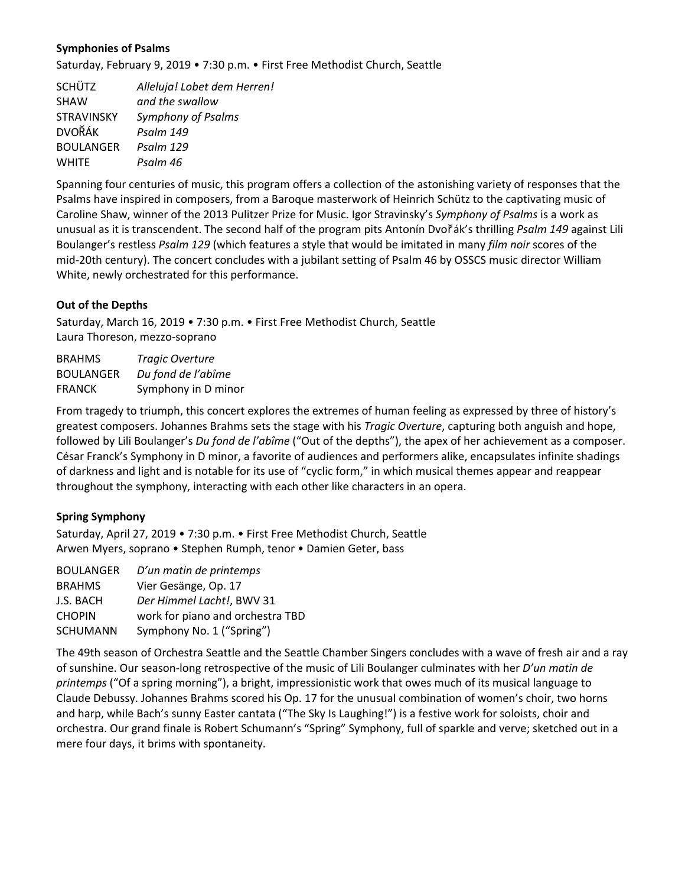**Symphonies of Psalms**

Saturday, February 9, 2019 • 7:30 p.m. • First Free Methodist Church, Seattle

| | |
|---|---|
| SCHÜTZ | *Alleluja! Lobet dem Herren!* |
| SHAW | *and the swallow* |
| STRAVINSKY | *Symphony of Psalms* |
| DVOŘÁK | *Psalm 149* |
| BOULANGER | *Psalm 129* |
| WHITE | *Psalm 46* |

Spanning four centuries of music, this program offers a collection of the astonishing variety of responses that the Psalms have inspired in composers, from a Baroque masterwork of Heinrich Schütz to the captivating music of Caroline Shaw, winner of the 2013 Pulitzer Prize for Music. Igor Stravinsky's *Symphony of Psalms* is a work as unusual as it is transcendent. The second half of the program pits Antonín Dvořák's thrilling *Psalm 149* against Lili Boulanger's restless *Psalm 129* (which features a style that would be imitated in many *film noir* scores of the mid-20th century). The concert concludes with a jubilant setting of Psalm 46 by OSSCS music director William White, newly orchestrated for this performance.

**Out of the Depths**

Saturday, March 16, 2019 • 7:30 p.m. • First Free Methodist Church, Seattle
Laura Thoreson, mezzo-soprano

| | |
|---|---|
| BRAHMS | *Tragic Overture* |
| BOULANGER | *Du fond de l'abîme* |
| FRANCK | Symphony in D minor |

From tragedy to triumph, this concert explores the extremes of human feeling as expressed by three of history's greatest composers. Johannes Brahms sets the stage with his *Tragic Overture*, capturing both anguish and hope, followed by Lili Boulanger's *Du fond de l'abîme* ("Out of the depths"), the apex of her achievement as a composer. César Franck's Symphony in D minor, a favorite of audiences and performers alike, encapsulates infinite shadings of darkness and light and is notable for its use of "cyclic form," in which musical themes appear and reappear throughout the symphony, interacting with each other like characters in an opera.

**Spring Symphony**

Saturday, April 27, 2019 • 7:30 p.m. • First Free Methodist Church, Seattle
Arwen Myers, soprano • Stephen Rumph, tenor • Damien Geter, bass

| | |
|---|---|
| BOULANGER | *D'un matin de printemps* |
| BRAHMS | Vier Gesänge, Op. 17 |
| J.S. BACH | *Der Himmel Lacht!*, BWV 31 |
| CHOPIN | work for piano and orchestra TBD |
| SCHUMANN | Symphony No. 1 ("Spring") |

The 49th season of Orchestra Seattle and the Seattle Chamber Singers concludes with a wave of fresh air and a ray of sunshine. Our season-long retrospective of the music of Lili Boulanger culminates with her *D'un matin de printemps* ("Of a spring morning"), a bright, impressionistic work that owes much of its musical language to Claude Debussy. Johannes Brahms scored his Op. 17 for the unusual combination of women's choir, two horns and harp, while Bach's sunny Easter cantata ("The Sky Is Laughing!") is a festive work for soloists, choir and orchestra. Our grand finale is Robert Schumann's "Spring" Symphony, full of sparkle and verve; sketched out in a mere four days, it brims with spontaneity.